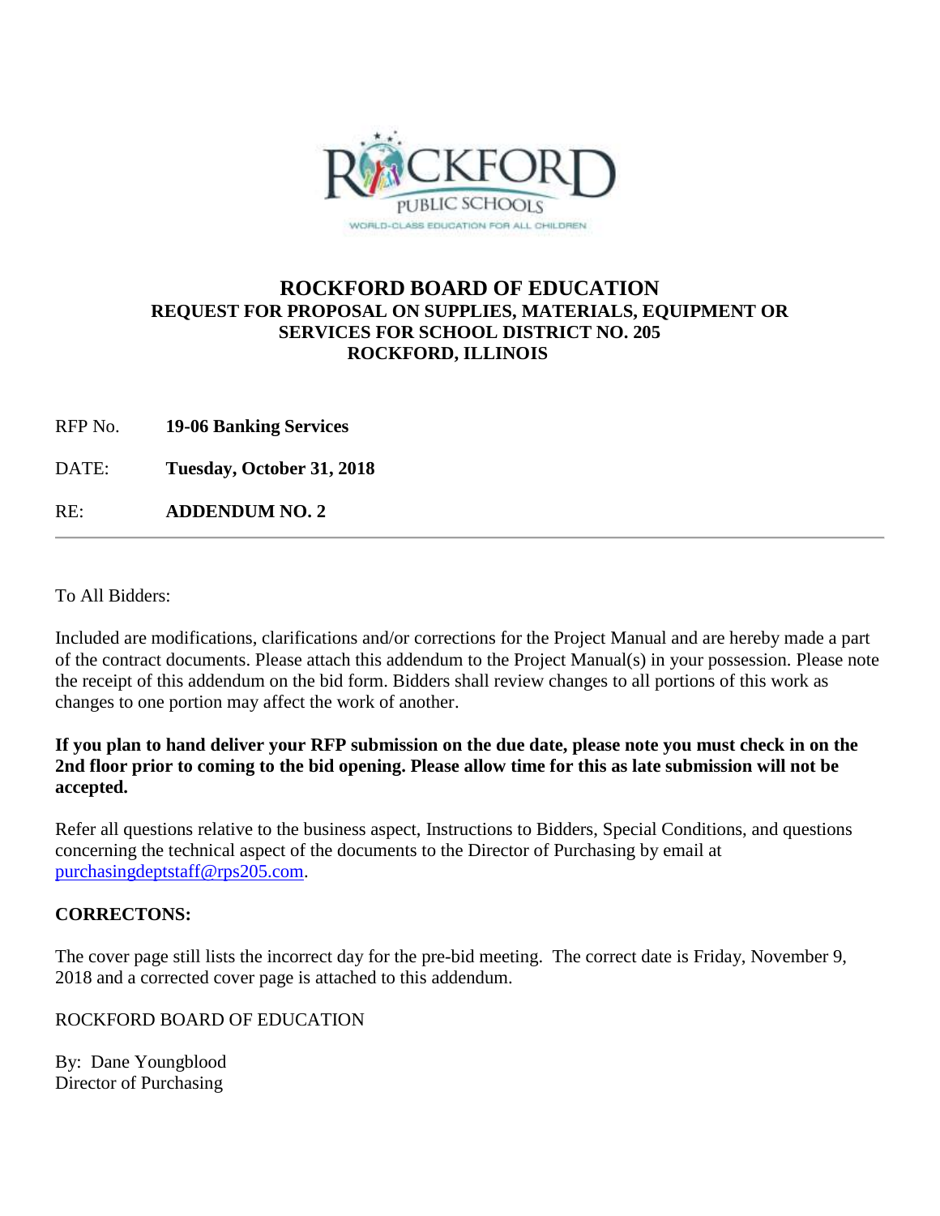# ROCKFORD BOARD OF EDUCATION

### REQUEST FOR PROPOSAL ON SUPPLIES, MATERIALS, EQUIPMENT OR SERVICES FOR SCHOOL DISTRICT NO. 205 ROCKFORD, ILLINOIS

RFP No. **19-06 Banking Services**

DATE: **Tuesday, October 31, 2018**

RE: **ADDENDUM NO. 2**

---

To All Bidders:

Included are modifications, clarifications and/or corrections for the Project Manual and are hereby made a part of the contract documents. Please attach this addendum to the Project Manual(s) in your possession. Please note the receipt of this addendum on the bid form. Bidders shall review changes to all portions of this work as changes to one portion may affect the work of another.

**If you plan to hand deliver your RFP submission on the due date, please note you must check in on the 2nd floor prior to coming to the bid opening. Please allow time for this as late submission will not be accepted.**

Refer all questions relative to the business aspect, Instructions to Bidders, Special Conditions, and questions concerning the technical aspect of the documents to the Director of Purchasing by email at purchasingdeptstaff@rps205.com.

**CORRECTONS:**

The cover page still lists the incorrect day for the pre-bid meeting. The correct date is Friday, November 9, 2018 and a corrected cover page is attached to this addendum.

ROCKFORD BOARD OF EDUCATION

By: Dane Youngblood
Director of Purchasing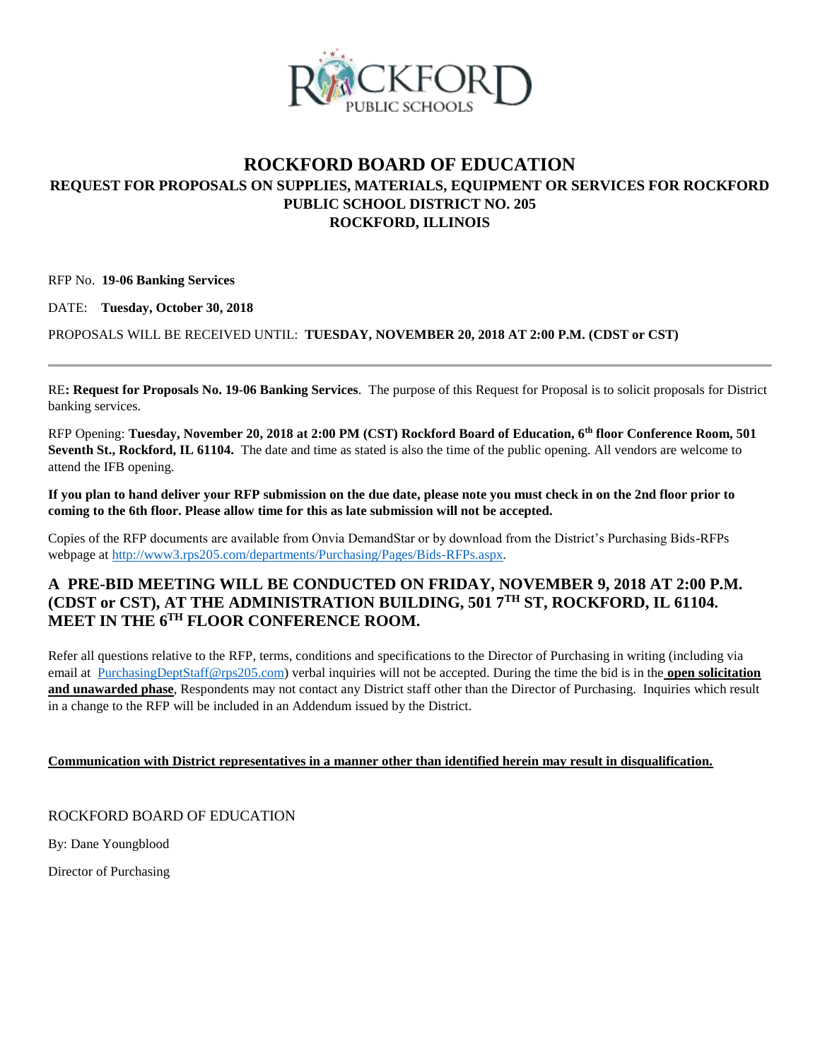# ROCKFORD BOARD OF EDUCATION

## REQUEST FOR PROPOSALS ON SUPPLIES, MATERIALS, EQUIPMENT OR SERVICES FOR ROCKFORD PUBLIC SCHOOL DISTRICT NO. 205 ROCKFORD, ILLINOIS

RFP No. **19-06 Banking Services**

DATE: **Tuesday, October 30, 2018**

PROPOSALS WILL BE RECEIVED UNTIL: **TUESDAY, NOVEMBER 20, 2018 AT 2:00 P.M. (CDST or CST)**

---

RE**: Request for Proposals No. 19-06 Banking Services**. The purpose of this Request for Proposal is to solicit proposals for District banking services.

RFP Opening: **Tuesday, November 20, 2018 at 2:00 PM (CST) Rockford Board of Education, 6th floor Conference Room, 501 Seventh St., Rockford, IL 61104.** The date and time as stated is also the time of the public opening. All vendors are welcome to attend the IFB opening.

**If you plan to hand deliver your RFP submission on the due date, please note you must check in on the 2nd floor prior to coming to the 6th floor. Please allow time for this as late submission will not be accepted.**

Copies of the RFP documents are available from Onvia DemandStar or by download from the District's Purchasing Bids-RFPs webpage at http://www3.rps205.com/departments/Purchasing/Pages/Bids-RFPs.aspx.

## A PRE-BID MEETING WILL BE CONDUCTED ON FRIDAY, NOVEMBER 9, 2018 AT 2:00 P.M. (CDST or CST), AT THE ADMINISTRATION BUILDING, 501 7TH ST, ROCKFORD, IL 61104. MEET IN THE 6TH FLOOR CONFERENCE ROOM.

Refer all questions relative to the RFP, terms, conditions and specifications to the Director of Purchasing in writing (including via email at PurchasingDeptStaff@rps205.com) verbal inquiries will not be accepted. During the time the bid is in the **open solicitation and unawarded phase**, Respondents may not contact any District staff other than the Director of Purchasing. Inquiries which result in a change to the RFP will be included in an Addendum issued by the District.

**Communication with District representatives in a manner other than identified herein may result in disqualification.**

ROCKFORD BOARD OF EDUCATION

By: Dane Youngblood

Director of Purchasing